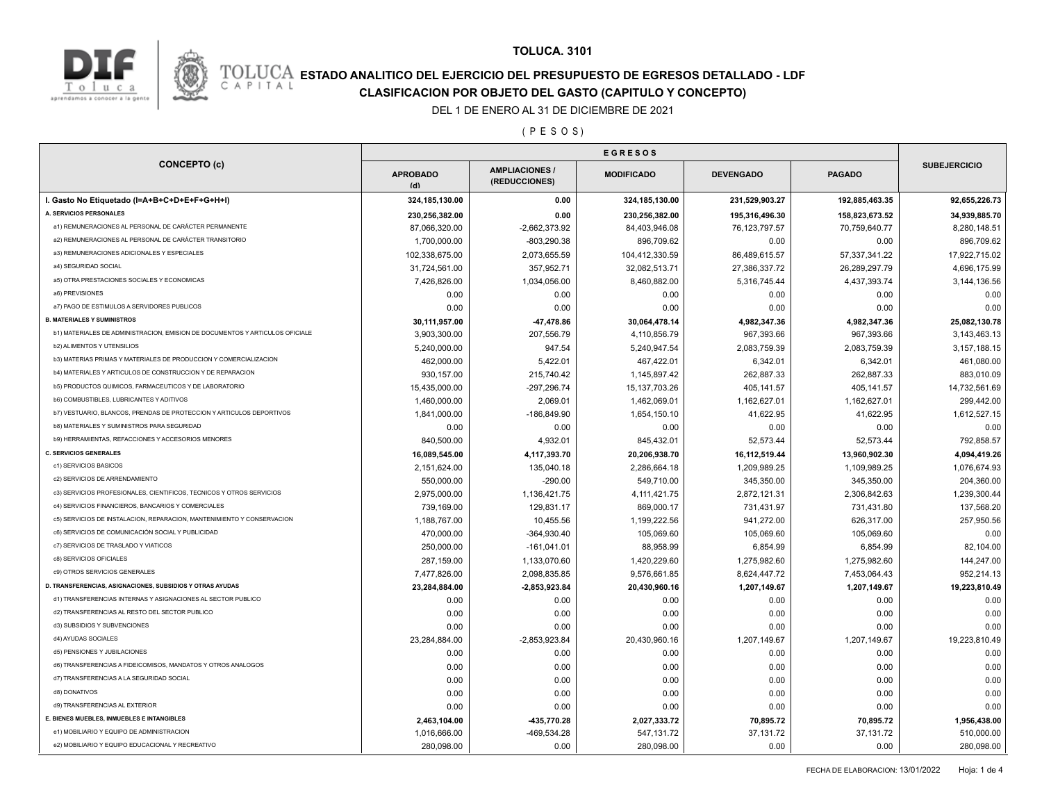# TOLUCA. 3101

## ESTADO ANALITICO DEL EJERCICIO DEL PRESUPUESTO DE EGRESOS DETALLADO - LDF

## CLASIFICACION POR OBJETO DEL GASTO (CAPITULO Y CONCEPTO)

DEL 1 DE ENERO AL 31 DE DICIEMBRE DE 2021

( P E S O S )

| CONCEPTO (c) | EGRESOS | | | | | SUBEJERCICIO |
|---|---|---|---|---|---|---|
| | APROBADO (d) | AMPLIACIONES / (REDUCCIONES) | MODIFICADO | DEVENGADO | PAGADO | |
| **I. Gasto No Etiquetado (I=A+B+C+D+E+F+G+H+I)** | **324,185,130.00** | **0.00** | **324,185,130.00** | **231,529,903.27** | **192,885,463.35** | **92,655,226.73** |
| **A. SERVICIOS PERSONALES** | **230,256,382.00** | **0.00** | **230,256,382.00** | **195,316,496.30** | **158,823,673.52** | **34,939,885.70** |
| a1) REMUNERACIONES AL PERSONAL DE CARÁCTER PERMANENTE | 87,066,320.00 | -2,662,373.92 | 84,403,946.08 | 76,123,797.57 | 70,759,640.77 | 8,280,148.51 |
| a2) REMUNERACIONES AL PERSONAL DE CARÁCTER TRANSITORIO | 1,700,000.00 | -803,290.38 | 896,709.62 | 0.00 | 0.00 | 896,709.62 |
| a3) REMUNERACIONES ADICIONALES Y ESPECIALES | 102,338,675.00 | 2,073,655.59 | 104,412,330.59 | 86,489,615.57 | 57,337,341.22 | 17,922,715.02 |
| a4) SEGURIDAD SOCIAL | 31,724,561.00 | 357,952.71 | 32,082,513.71 | 27,386,337.72 | 26,289,297.79 | 4,696,175.99 |
| a5) OTRA PRESTACIONES SOCIALES Y ECONOMICAS | 7,426,826.00 | 1,034,056.00 | 8,460,882.00 | 5,316,745.44 | 4,437,393.74 | 3,144,136.56 |
| a6) PREVISIONES | 0.00 | 0.00 | 0.00 | 0.00 | 0.00 | 0.00 |
| a7) PAGO DE ESTIMULOS A SERVIDORES PUBLICOS | 0.00 | 0.00 | 0.00 | 0.00 | 0.00 | 0.00 |
| **B. MATERIALES Y SUMINISTROS** | **30,111,957.00** | **-47,478.86** | **30,064,478.14** | **4,982,347.36** | **4,982,347.36** | **25,082,130.78** |
| b1) MATERIALES DE ADMINISTRACION, EMISION DE DOCUMENTOS Y ARTICULOS OFICIALE | 3,903,300.00 | 207,556.79 | 4,110,856.79 | 967,393.66 | 967,393.66 | 3,143,463.13 |
| b2) ALIMENTOS Y UTENSILIOS | 5,240,000.00 | 947.54 | 5,240,947.54 | 2,083,759.39 | 2,083,759.39 | 3,157,188.15 |
| b3) MATERIAS PRIMAS Y MATERIALES DE PRODUCCION Y COMERCIALIZACION | 462,000.00 | 5,422.01 | 467,422.01 | 6,342.01 | 6,342.01 | 461,080.00 |
| b4) MATERIALES Y ARTICULOS DE CONSTRUCCION Y DE REPARACION | 930,157.00 | 215,740.42 | 1,145,897.42 | 262,887.33 | 262,887.33 | 883,010.09 |
| b5) PRODUCTOS QUIMICOS, FARMACEUTICOS Y DE LABORATORIO | 15,435,000.00 | -297,296.74 | 15,137,703.26 | 405,141.57 | 405,141.57 | 14,732,561.69 |
| b6) COMBUSTIBLES, LUBRICANTES Y ADITIVOS | 1,460,000.00 | 2,069.01 | 1,462,069.01 | 1,162,627.01 | 1,162,627.01 | 299,442.00 |
| b7) VESTUARIO, BLANCOS, PRENDAS DE PROTECCION Y ARTICULOS DEPORTIVOS | 1,841,000.00 | -186,849.90 | 1,654,150.10 | 41,622.95 | 41,622.95 | 1,612,527.15 |
| b8) MATERIALES Y SUMINISTROS PARA SEGURIDAD | 0.00 | 0.00 | 0.00 | 0.00 | 0.00 | 0.00 |
| b9) HERRAMIENTAS, REFACCIONES Y ACCESORIOS MENORES | 840,500.00 | 4,932.01 | 845,432.01 | 52,573.44 | 52,573.44 | 792,858.57 |
| **C. SERVICIOS GENERALES** | **16,089,545.00** | **4,117,393.70** | **20,206,938.70** | **16,112,519.44** | **13,960,902.30** | **4,094,419.26** |
| c1) SERVICIOS BASICOS | 2,151,624.00 | 135,040.18 | 2,286,664.18 | 1,209,989.25 | 1,109,989.25 | 1,076,674.93 |
| c2) SERVICIOS DE ARRENDAMIENTO | 550,000.00 | -290.00 | 549,710.00 | 345,350.00 | 345,350.00 | 204,360.00 |
| c3) SERVICIOS PROFESIONALES, CIENTIFICOS, TECNICOS Y OTROS SERVICIOS | 2,975,000.00 | 1,136,421.75 | 4,111,421.75 | 2,872,121.31 | 2,306,842.63 | 1,239,300.44 |
| c4) SERVICIOS FINANCIEROS, BANCARIOS Y COMERCIALES | 739,169.00 | 129,831.17 | 869,000.17 | 731,431.97 | 731,431.80 | 137,568.20 |
| c5) SERVICIOS DE INSTALACION, REPARACION, MANTENIMIENTO Y CONSERVACION | 1,188,767.00 | 10,455.56 | 1,199,222.56 | 941,272.00 | 626,317.00 | 257,950.56 |
| c6) SERVICIOS DE COMUNICACIÓN SOCIAL Y PUBLICIDAD | 470,000.00 | -364,930.40 | 105,069.60 | 105,069.60 | 105,069.60 | 0.00 |
| c7) SERVICIOS DE TRASLADO Y VIATICOS | 250,000.00 | -161,041.01 | 88,958.99 | 6,854.99 | 6,854.99 | 82,104.00 |
| c8) SERVICIOS OFICIALES | 287,159.00 | 1,133,070.60 | 1,420,229.60 | 1,275,982.60 | 1,275,982.60 | 144,247.00 |
| c9) OTROS SERVICIOS GENERALES | 7,477,826.00 | 2,098,835.85 | 9,576,661.85 | 8,624,447.72 | 7,453,064.43 | 952,214.13 |
| **D. TRANSFERENCIAS, ASIGNACIONES, SUBSIDIOS Y OTRAS AYUDAS** | **23,284,884.00** | **-2,853,923.84** | **20,430,960.16** | **1,207,149.67** | **1,207,149.67** | **19,223,810.49** |
| d1) TRANSFERENCIAS INTERNAS Y ASIGNACIONES AL SECTOR PUBLICO | 0.00 | 0.00 | 0.00 | 0.00 | 0.00 | 0.00 |
| d2) TRANSFERENCIAS AL RESTO DEL SECTOR PUBLICO | 0.00 | 0.00 | 0.00 | 0.00 | 0.00 | 0.00 |
| d3) SUBSIDIOS Y SUBVENCIONES | 0.00 | 0.00 | 0.00 | 0.00 | 0.00 | 0.00 |
| d4) AYUDAS SOCIALES | 23,284,884.00 | -2,853,923.84 | 20,430,960.16 | 1,207,149.67 | 1,207,149.67 | 19,223,810.49 |
| d5) PENSIONES Y JUBILACIONES | 0.00 | 0.00 | 0.00 | 0.00 | 0.00 | 0.00 |
| d6) TRANSFERENCIAS A FIDEICOMISOS, MANDATOS Y OTROS ANALOGOS | 0.00 | 0.00 | 0.00 | 0.00 | 0.00 | 0.00 |
| d7) TRANSFERENCIAS A LA SEGURIDAD SOCIAL | 0.00 | 0.00 | 0.00 | 0.00 | 0.00 | 0.00 |
| d8) DONATIVOS | 0.00 | 0.00 | 0.00 | 0.00 | 0.00 | 0.00 |
| d9) TRANSFERENCIAS AL EXTERIOR | 0.00 | 0.00 | 0.00 | 0.00 | 0.00 | 0.00 |
| **E. BIENES MUEBLES, INMUEBLES E INTANGIBLES** | **2,463,104.00** | **-435,770.28** | **2,027,333.72** | **70,895.72** | **70,895.72** | **1,956,438.00** |
| e1) MOBILIARIO Y EQUIPO DE ADMINISTRACION | 1,016,666.00 | -469,534.28 | 547,131.72 | 37,131.72 | 37,131.72 | 510,000.00 |
| e2) MOBILIARIO Y EQUIPO EDUCACIONAL Y RECREATIVO | 280,098.00 | 0.00 | 280,098.00 | 0.00 | 0.00 | 280,098.00 |

FECHA DE ELABORACION: 13/01/2022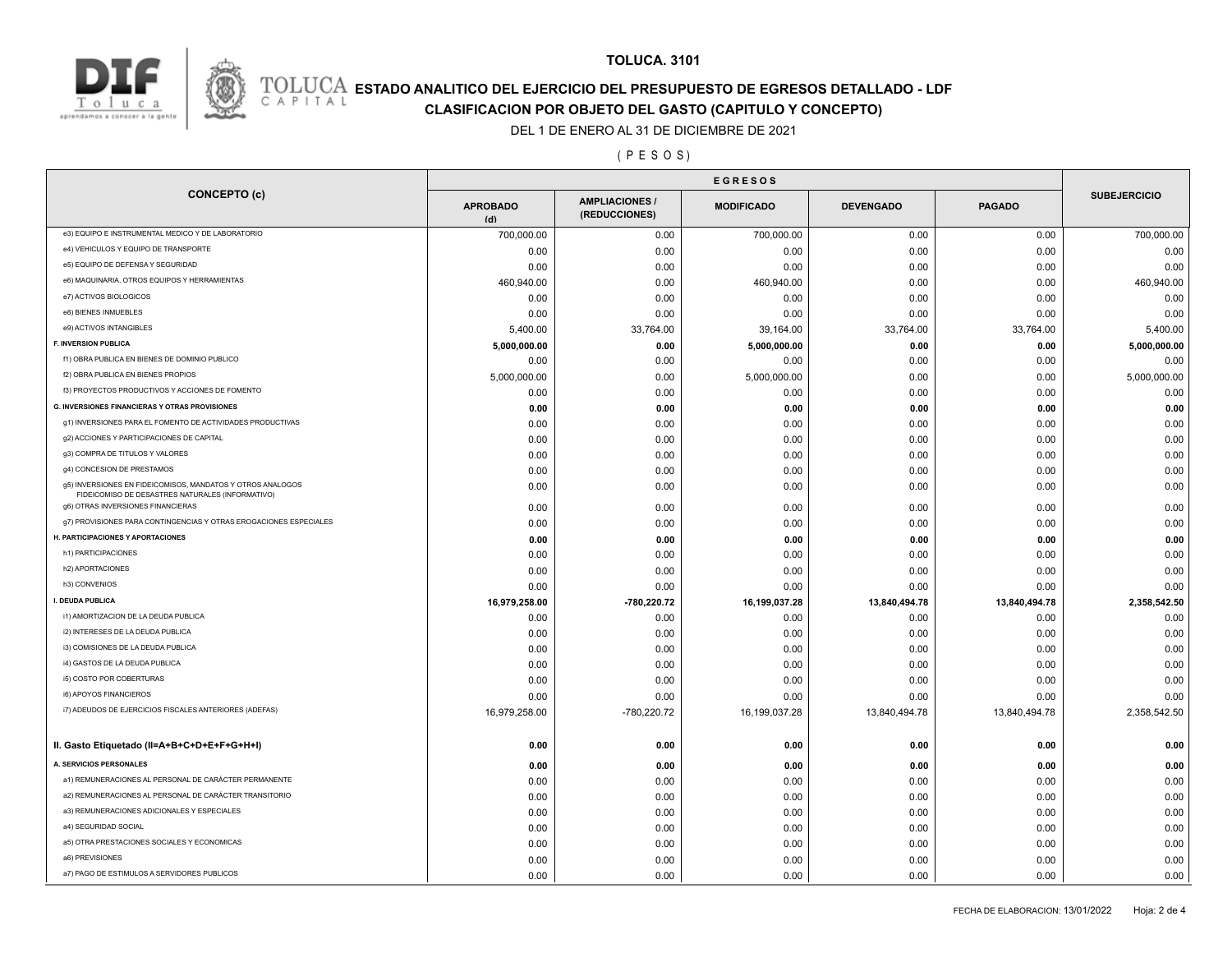**TOLUCA. 3101**

## ESTADO ANALITICO DEL EJERCICIO DEL PRESUPUESTO DE EGRESOS DETALLADO - LDF

### CLASIFICACION POR OBJETO DEL GASTO (CAPITULO Y CONCEPTO)

DEL 1 DE ENERO AL 31 DE DICIEMBRE DE 2021

( P E S O S )

| CONCEPTO (c) | EGRESOS | | | | | SUBEJERCICIO |
|---|---|---|---|---|---|---|
| | APROBADO (d) | AMPLIACIONES / (REDUCCIONES) | MODIFICADO | DEVENGADO | PAGADO | |
| e3) EQUIPO E INSTRUMENTAL MEDICO Y DE LABORATORIO | 700,000.00 | 0.00 | 700,000.00 | 0.00 | 0.00 | 700,000.00 |
| e4) VEHICULOS Y EQUIPO DE TRANSPORTE | 0.00 | 0.00 | 0.00 | 0.00 | 0.00 | 0.00 |
| e5) EQUIPO DE DEFENSA Y SEGURIDAD | 0.00 | 0.00 | 0.00 | 0.00 | 0.00 | 0.00 |
| e6) MAQUINARIA, OTROS EQUIPOS Y HERRAMIENTAS | 460,940.00 | 0.00 | 460,940.00 | 0.00 | 0.00 | 460,940.00 |
| e7) ACTIVOS BIOLOGICOS | 0.00 | 0.00 | 0.00 | 0.00 | 0.00 | 0.00 |
| e8) BIENES INMUEBLES | 0.00 | 0.00 | 0.00 | 0.00 | 0.00 | 0.00 |
| e9) ACTIVOS INTANGIBLES | 5,400.00 | 33,764.00 | 39,164.00 | 33,764.00 | 33,764.00 | 5,400.00 |
| **F. INVERSION PUBLICA** | **5,000,000.00** | **0.00** | **5,000,000.00** | **0.00** | **0.00** | **5,000,000.00** |
| f1) OBRA PUBLICA EN BIENES DE DOMINIO PUBLICO | 0.00 | 0.00 | 0.00 | 0.00 | 0.00 | 0.00 |
| f2) OBRA PUBLICA EN BIENES PROPIOS | 5,000,000.00 | 0.00 | 5,000,000.00 | 0.00 | 0.00 | 5,000,000.00 |
| f3) PROYECTOS PRODUCTIVOS Y ACCIONES DE FOMENTO | 0.00 | 0.00 | 0.00 | 0.00 | 0.00 | 0.00 |
| **G. INVERSIONES FINANCIERAS Y OTRAS PROVISIONES** | **0.00** | **0.00** | **0.00** | **0.00** | **0.00** | **0.00** |
| g1) INVERSIONES PARA EL FOMENTO DE ACTIVIDADES PRODUCTIVAS | 0.00 | 0.00 | 0.00 | 0.00 | 0.00 | 0.00 |
| g2) ACCIONES Y PARTICIPACIONES DE CAPITAL | 0.00 | 0.00 | 0.00 | 0.00 | 0.00 | 0.00 |
| g3) COMPRA DE TITULOS Y VALORES | 0.00 | 0.00 | 0.00 | 0.00 | 0.00 | 0.00 |
| g4) CONCESION DE PRESTAMOS | 0.00 | 0.00 | 0.00 | 0.00 | 0.00 | 0.00 |
| g5) INVERSIONES EN FIDEICOMISOS, MANDATOS Y OTROS ANALOGOS FIDEICOMISO DE DESASTRES NATURALES (INFORMATIVO) | 0.00 | 0.00 | 0.00 | 0.00 | 0.00 | 0.00 |
| g6) OTRAS INVERSIONES FINANCIERAS | 0.00 | 0.00 | 0.00 | 0.00 | 0.00 | 0.00 |
| g7) PROVISIONES PARA CONTINGENCIAS Y OTRAS EROGACIONES ESPECIALES | 0.00 | 0.00 | 0.00 | 0.00 | 0.00 | 0.00 |
| **H. PARTICIPACIONES Y APORTACIONES** | **0.00** | **0.00** | **0.00** | **0.00** | **0.00** | **0.00** |
| h1) PARTICIPACIONES | 0.00 | 0.00 | 0.00 | 0.00 | 0.00 | 0.00 |
| h2) APORTACIONES | 0.00 | 0.00 | 0.00 | 0.00 | 0.00 | 0.00 |
| h3) CONVENIOS | 0.00 | 0.00 | 0.00 | 0.00 | 0.00 | 0.00 |
| **I. DEUDA PUBLICA** | **16,979,258.00** | **-780,220.72** | **16,199,037.28** | **13,840,494.78** | **13,840,494.78** | **2,358,542.50** |
| i1) AMORTIZACION DE LA DEUDA PUBLICA | 0.00 | 0.00 | 0.00 | 0.00 | 0.00 | 0.00 |
| i2) INTERESES DE LA DEUDA PUBLICA | 0.00 | 0.00 | 0.00 | 0.00 | 0.00 | 0.00 |
| i3) COMISIONES DE LA DEUDA PUBLICA | 0.00 | 0.00 | 0.00 | 0.00 | 0.00 | 0.00 |
| i4) GASTOS DE LA DEUDA PUBLICA | 0.00 | 0.00 | 0.00 | 0.00 | 0.00 | 0.00 |
| i5) COSTO POR COBERTURAS | 0.00 | 0.00 | 0.00 | 0.00 | 0.00 | 0.00 |
| i6) APOYOS FINANCIEROS | 0.00 | 0.00 | 0.00 | 0.00 | 0.00 | 0.00 |
| i7) ADEUDOS DE EJERCICIOS FISCALES ANTERIORES (ADEFAS) | 16,979,258.00 | -780,220.72 | 16,199,037.28 | 13,840,494.78 | 13,840,494.78 | 2,358,542.50 |
| **II. Gasto Etiquetado (II=A+B+C+D+E+F+G+H+I)** | **0.00** | **0.00** | **0.00** | **0.00** | **0.00** | **0.00** |
| **A. SERVICIOS PERSONALES** | **0.00** | **0.00** | **0.00** | **0.00** | **0.00** | **0.00** |
| a1) REMUNERACIONES AL PERSONAL DE CARÁCTER PERMANENTE | 0.00 | 0.00 | 0.00 | 0.00 | 0.00 | 0.00 |
| a2) REMUNERACIONES AL PERSONAL DE CARÁCTER TRANSITORIO | 0.00 | 0.00 | 0.00 | 0.00 | 0.00 | 0.00 |
| a3) REMUNERACIONES ADICIONALES Y ESPECIALES | 0.00 | 0.00 | 0.00 | 0.00 | 0.00 | 0.00 |
| a4) SEGURIDAD SOCIAL | 0.00 | 0.00 | 0.00 | 0.00 | 0.00 | 0.00 |
| a5) OTRA PRESTACIONES SOCIALES Y ECONOMICAS | 0.00 | 0.00 | 0.00 | 0.00 | 0.00 | 0.00 |
| a6) PREVISIONES | 0.00 | 0.00 | 0.00 | 0.00 | 0.00 | 0.00 |
| a7) PAGO DE ESTIMULOS A SERVIDORES PUBLICOS | 0.00 | 0.00 | 0.00 | 0.00 | 0.00 | 0.00 |

FECHA DE ELABORACION: 13/01/2022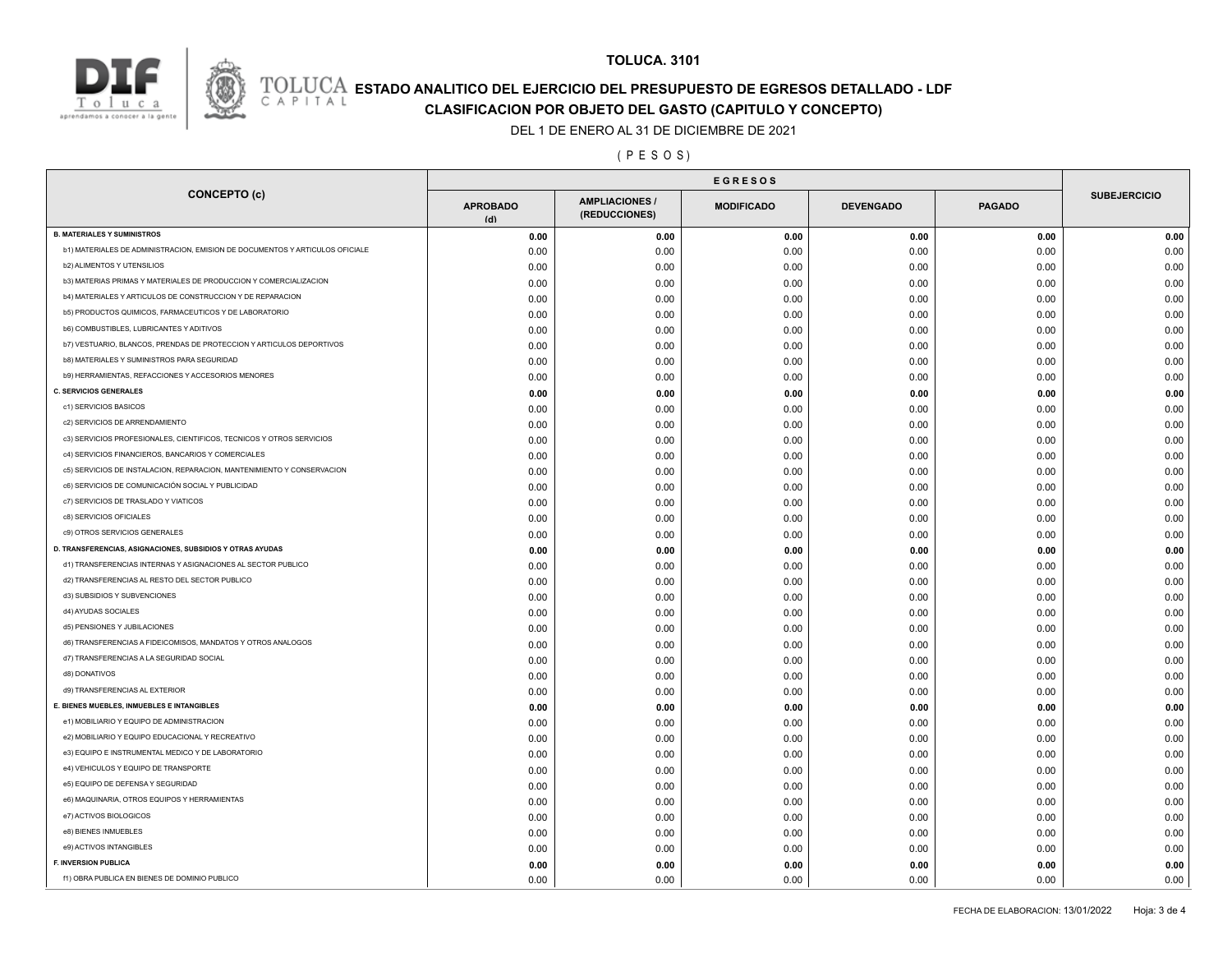**TOLUCA. 3101**

**ESTADO ANALITICO DEL EJERCICIO DEL PRESUPUESTO DE EGRESOS DETALLADO - LDF**

**CLASIFICACION POR OBJETO DEL GASTO (CAPITULO Y CONCEPTO)**

DEL 1 DE ENERO AL 31 DE DICIEMBRE DE 2021

( P E S O S )

| CONCEPTO (c) | EGRESOS | | | | | SUBEJERCICIO |
|---|---|---|---|---|---|---|
| | APROBADO (d) | AMPLIACIONES / (REDUCCIONES) | MODIFICADO | DEVENGADO | PAGADO | |
| **B. MATERIALES Y SUMINISTROS** | **0.00** | **0.00** | **0.00** | **0.00** | **0.00** | **0.00** |
| b1) MATERIALES DE ADMINISTRACION, EMISION DE DOCUMENTOS Y ARTICULOS OFICIALE | 0.00 | 0.00 | 0.00 | 0.00 | 0.00 | 0.00 |
| b2) ALIMENTOS Y UTENSILIOS | 0.00 | 0.00 | 0.00 | 0.00 | 0.00 | 0.00 |
| b3) MATERIAS PRIMAS Y MATERIALES DE PRODUCCION Y COMERCIALIZACION | 0.00 | 0.00 | 0.00 | 0.00 | 0.00 | 0.00 |
| b4) MATERIALES Y ARTICULOS DE CONSTRUCCION Y DE REPARACION | 0.00 | 0.00 | 0.00 | 0.00 | 0.00 | 0.00 |
| b5) PRODUCTOS QUIMICOS, FARMACEUTICOS Y DE LABORATORIO | 0.00 | 0.00 | 0.00 | 0.00 | 0.00 | 0.00 |
| b6) COMBUSTIBLES, LUBRICANTES Y ADITIVOS | 0.00 | 0.00 | 0.00 | 0.00 | 0.00 | 0.00 |
| b7) VESTUARIO, BLANCOS, PRENDAS DE PROTECCION Y ARTICULOS DEPORTIVOS | 0.00 | 0.00 | 0.00 | 0.00 | 0.00 | 0.00 |
| b8) MATERIALES Y SUMINISTROS PARA SEGURIDAD | 0.00 | 0.00 | 0.00 | 0.00 | 0.00 | 0.00 |
| b9) HERRAMIENTAS, REFACCIONES Y ACCESORIOS MENORES | 0.00 | 0.00 | 0.00 | 0.00 | 0.00 | 0.00 |
| **C. SERVICIOS GENERALES** | **0.00** | **0.00** | **0.00** | **0.00** | **0.00** | **0.00** |
| c1) SERVICIOS BASICOS | 0.00 | 0.00 | 0.00 | 0.00 | 0.00 | 0.00 |
| c2) SERVICIOS DE ARRENDAMIENTO | 0.00 | 0.00 | 0.00 | 0.00 | 0.00 | 0.00 |
| c3) SERVICIOS PROFESIONALES, CIENTIFICOS, TECNICOS Y OTROS SERVICIOS | 0.00 | 0.00 | 0.00 | 0.00 | 0.00 | 0.00 |
| c4) SERVICIOS FINANCIEROS, BANCARIOS Y COMERCIALES | 0.00 | 0.00 | 0.00 | 0.00 | 0.00 | 0.00 |
| c5) SERVICIOS DE INSTALACION, REPARACION, MANTENIMIENTO Y CONSERVACION | 0.00 | 0.00 | 0.00 | 0.00 | 0.00 | 0.00 |
| c6) SERVICIOS DE COMUNICACIÓN SOCIAL Y PUBLICIDAD | 0.00 | 0.00 | 0.00 | 0.00 | 0.00 | 0.00 |
| c7) SERVICIOS DE TRASLADO Y VIATICOS | 0.00 | 0.00 | 0.00 | 0.00 | 0.00 | 0.00 |
| c8) SERVICIOS OFICIALES | 0.00 | 0.00 | 0.00 | 0.00 | 0.00 | 0.00 |
| c9) OTROS SERVICIOS GENERALES | 0.00 | 0.00 | 0.00 | 0.00 | 0.00 | 0.00 |
| **D. TRANSFERENCIAS, ASIGNACIONES, SUBSIDIOS Y OTRAS AYUDAS** | **0.00** | **0.00** | **0.00** | **0.00** | **0.00** | **0.00** |
| d1) TRANSFERENCIAS INTERNAS Y ASIGNACIONES AL SECTOR PUBLICO | 0.00 | 0.00 | 0.00 | 0.00 | 0.00 | 0.00 |
| d2) TRANSFERENCIAS AL RESTO DEL SECTOR PUBLICO | 0.00 | 0.00 | 0.00 | 0.00 | 0.00 | 0.00 |
| d3) SUBSIDIOS Y SUBVENCIONES | 0.00 | 0.00 | 0.00 | 0.00 | 0.00 | 0.00 |
| d4) AYUDAS SOCIALES | 0.00 | 0.00 | 0.00 | 0.00 | 0.00 | 0.00 |
| d5) PENSIONES Y JUBILACIONES | 0.00 | 0.00 | 0.00 | 0.00 | 0.00 | 0.00 |
| d6) TRANSFERENCIAS A FIDEICOMISOS, MANDATOS Y OTROS ANALOGOS | 0.00 | 0.00 | 0.00 | 0.00 | 0.00 | 0.00 |
| d7) TRANSFERENCIAS A LA SEGURIDAD SOCIAL | 0.00 | 0.00 | 0.00 | 0.00 | 0.00 | 0.00 |
| d8) DONATIVOS | 0.00 | 0.00 | 0.00 | 0.00 | 0.00 | 0.00 |
| d9) TRANSFERENCIAS AL EXTERIOR | 0.00 | 0.00 | 0.00 | 0.00 | 0.00 | 0.00 |
| **E. BIENES MUEBLES, INMUEBLES E INTANGIBLES** | **0.00** | **0.00** | **0.00** | **0.00** | **0.00** | **0.00** |
| e1) MOBILIARIO Y EQUIPO DE ADMINISTRACION | 0.00 | 0.00 | 0.00 | 0.00 | 0.00 | 0.00 |
| e2) MOBILIARIO Y EQUIPO EDUCACIONAL Y RECREATIVO | 0.00 | 0.00 | 0.00 | 0.00 | 0.00 | 0.00 |
| e3) EQUIPO E INSTRUMENTAL MEDICO Y DE LABORATORIO | 0.00 | 0.00 | 0.00 | 0.00 | 0.00 | 0.00 |
| e4) VEHICULOS Y EQUIPO DE TRANSPORTE | 0.00 | 0.00 | 0.00 | 0.00 | 0.00 | 0.00 |
| e5) EQUIPO DE DEFENSA Y SEGURIDAD | 0.00 | 0.00 | 0.00 | 0.00 | 0.00 | 0.00 |
| e6) MAQUINARIA, OTROS EQUIPOS Y HERRAMIENTAS | 0.00 | 0.00 | 0.00 | 0.00 | 0.00 | 0.00 |
| e7) ACTIVOS BIOLOGICOS | 0.00 | 0.00 | 0.00 | 0.00 | 0.00 | 0.00 |
| e8) BIENES INMUEBLES | 0.00 | 0.00 | 0.00 | 0.00 | 0.00 | 0.00 |
| e9) ACTIVOS INTANGIBLES | 0.00 | 0.00 | 0.00 | 0.00 | 0.00 | 0.00 |
| **F. INVERSION PUBLICA** | **0.00** | **0.00** | **0.00** | **0.00** | **0.00** | **0.00** |
| f1) OBRA PUBLICA EN BIENES DE DOMINIO PUBLICO | 0.00 | 0.00 | 0.00 | 0.00 | 0.00 | 0.00 |

FECHA DE ELABORACION: 13/01/2022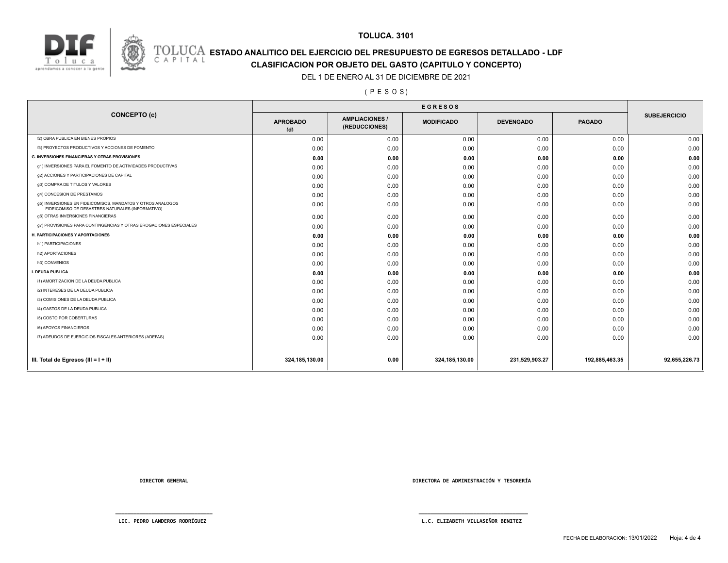**TOLUCA. 3101**

**ESTADO ANALITICO DEL EJERCICIO DEL PRESUPUESTO DE EGRESOS DETALLADO - LDF**

**CLASIFICACION POR OBJETO DEL GASTO (CAPITULO Y CONCEPTO)**

DEL 1 DE ENERO AL 31 DE DICIEMBRE DE 2021

( P E S O S )

| CONCEPTO (c) | EGRESOS | | | | | SUBEJERCICIO |
|---|---|---|---|---|---|---|
| | APROBADO (d) | AMPLIACIONES / (REDUCCIONES) | MODIFICADO | DEVENGADO | PAGADO | |
| f2) OBRA PUBLICA EN BIENES PROPIOS | 0.00 | 0.00 | 0.00 | 0.00 | 0.00 | 0.00 |
| f3) PROYECTOS PRODUCTIVOS Y ACCIONES DE FOMENTO | 0.00 | 0.00 | 0.00 | 0.00 | 0.00 | 0.00 |
| **G. INVERSIONES FINANCIERAS Y OTRAS PROVISIONES** | **0.00** | **0.00** | **0.00** | **0.00** | **0.00** | **0.00** |
| g1) INVERSIONES PARA EL FOMENTO DE ACTIVIDADES PRODUCTIVAS | 0.00 | 0.00 | 0.00 | 0.00 | 0.00 | 0.00 |
| g2) ACCIONES Y PARTICIPACIONES DE CAPITAL | 0.00 | 0.00 | 0.00 | 0.00 | 0.00 | 0.00 |
| g3) COMPRA DE TITULOS Y VALORES | 0.00 | 0.00 | 0.00 | 0.00 | 0.00 | 0.00 |
| g4) CONCESION DE PRESTAMOS | 0.00 | 0.00 | 0.00 | 0.00 | 0.00 | 0.00 |
| g5) INVERSIONES EN FIDEICOMISOS, MANDATOS Y OTROS ANALOGOS FIDEICOMISO DE DESASTRES NATURALES (INFORMATIVO) | 0.00 | 0.00 | 0.00 | 0.00 | 0.00 | 0.00 |
| g6) OTRAS INVERSIONES FINANCIERAS | 0.00 | 0.00 | 0.00 | 0.00 | 0.00 | 0.00 |
| g7) PROVISIONES PARA CONTINGENCIAS Y OTRAS EROGACIONES ESPECIALES | 0.00 | 0.00 | 0.00 | 0.00 | 0.00 | 0.00 |
| **H. PARTICIPACIONES Y APORTACIONES** | **0.00** | **0.00** | **0.00** | **0.00** | **0.00** | **0.00** |
| h1) PARTICIPACIONES | 0.00 | 0.00 | 0.00 | 0.00 | 0.00 | 0.00 |
| h2) APORTACIONES | 0.00 | 0.00 | 0.00 | 0.00 | 0.00 | 0.00 |
| h3) CONVENIOS | 0.00 | 0.00 | 0.00 | 0.00 | 0.00 | 0.00 |
| **I. DEUDA PUBLICA** | **0.00** | **0.00** | **0.00** | **0.00** | **0.00** | **0.00** |
| i1) AMORTIZACION DE LA DEUDA PUBLICA | 0.00 | 0.00 | 0.00 | 0.00 | 0.00 | 0.00 |
| i2) INTERESES DE LA DEUDA PUBLICA | 0.00 | 0.00 | 0.00 | 0.00 | 0.00 | 0.00 |
| i3) COMISIONES DE LA DEUDA PUBLICA | 0.00 | 0.00 | 0.00 | 0.00 | 0.00 | 0.00 |
| i4) GASTOS DE LA DEUDA PUBLICA | 0.00 | 0.00 | 0.00 | 0.00 | 0.00 | 0.00 |
| i5) COSTO POR COBERTURAS | 0.00 | 0.00 | 0.00 | 0.00 | 0.00 | 0.00 |
| i6) APOYOS FINANCIEROS | 0.00 | 0.00 | 0.00 | 0.00 | 0.00 | 0.00 |
| i7) ADEUDOS DE EJERCICIOS FISCALES ANTERIORES (ADEFAS) | 0.00 | 0.00 | 0.00 | 0.00 | 0.00 | 0.00 |
| **III. Total de Egresos (III = I + II)** | **324,185,130.00** | **0.00** | **324,185,130.00** | **231,529,903.27** | **192,885,463.35** | **92,655,226.73** |

**DIRECTOR GENERAL**

**LIC. PEDRO LANDEROS RODRÍGUEZ**

**DIRECTORA DE ADMINISTRACIÓN Y TESORERÍA**

**L.C. ELIZABETH VILLASEÑOR BENITEZ**

FECHA DE ELABORACION: 13/01/2022